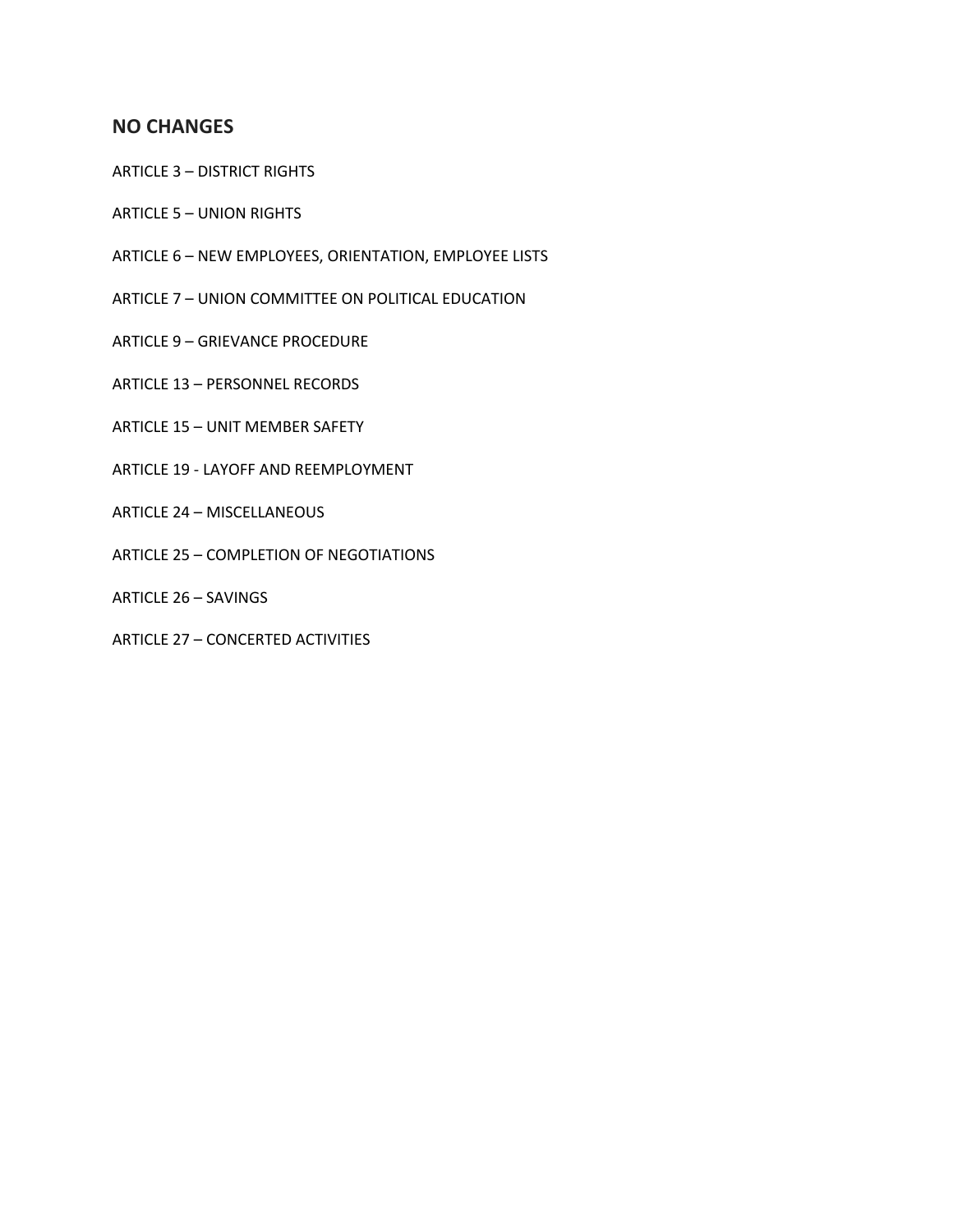## NO CHANGES

ARTICLE 3 – DISTRICT RIGHTS

ARTICLE 5 – UNION RIGHTS

ARTICLE 6 – NEW EMPLOYEES, ORIENTATION, EMPLOYEE LISTS

ARTICLE 7 – UNION COMMITTEE ON POLITICAL EDUCATION

ARTICLE 9 – GRIEVANCE PROCEDURE

ARTICLE 13 – PERSONNEL RECORDS

ARTICLE 15 – UNIT MEMBER SAFETY

ARTICLE 19 - LAYOFF AND REEMPLOYMENT

ARTICLE 24 – MISCELLANEOUS

ARTICLE 25 – COMPLETION OF NEGOTIATIONS

ARTICLE 26 – SAVINGS

ARTICLE 27 – CONCERTED ACTIVITIES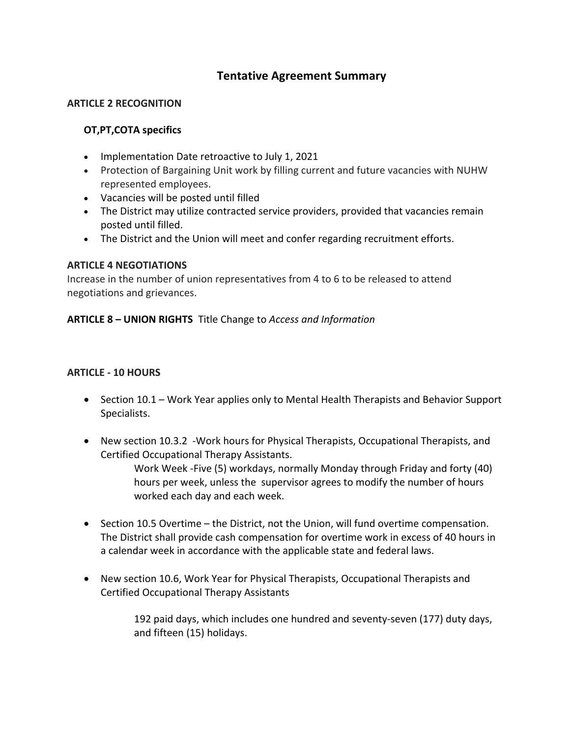# Tentative Agreement Summary

**ARTICLE 2 RECOGNITION**

**OT,PT,COTA specifics**

- Implementation Date retroactive to July 1, 2021
- Protection of Bargaining Unit work by filling current and future vacancies with NUHW represented employees.
- Vacancies will be posted until filled
- The District may utilize contracted service providers, provided that vacancies remain posted until filled.
- The District and the Union will meet and confer regarding recruitment efforts.

**ARTICLE 4 NEGOTIATIONS**

Increase in the number of union representatives from 4 to 6 to be released to attend negotiations and grievances.

**ARTICLE 8 – UNION RIGHTS** Title Change to *Access and Information*

**ARTICLE - 10 HOURS**

- Section 10.1 – Work Year applies only to Mental Health Therapists and Behavior Support Specialists.
- New section 10.3.2 -Work hours for Physical Therapists, Occupational Therapists, and Certified Occupational Therapy Assistants.

  Work Week -Five (5) workdays, normally Monday through Friday and forty (40) hours per week, unless the supervisor agrees to modify the number of hours worked each day and each week.

- Section 10.5 Overtime – the District, not the Union, will fund overtime compensation. The District shall provide cash compensation for overtime work in excess of 40 hours in a calendar week in accordance with the applicable state and federal laws.
- New section 10.6, Work Year for Physical Therapists, Occupational Therapists and Certified Occupational Therapy Assistants

  192 paid days, which includes one hundred and seventy-seven (177) duty days, and fifteen (15) holidays.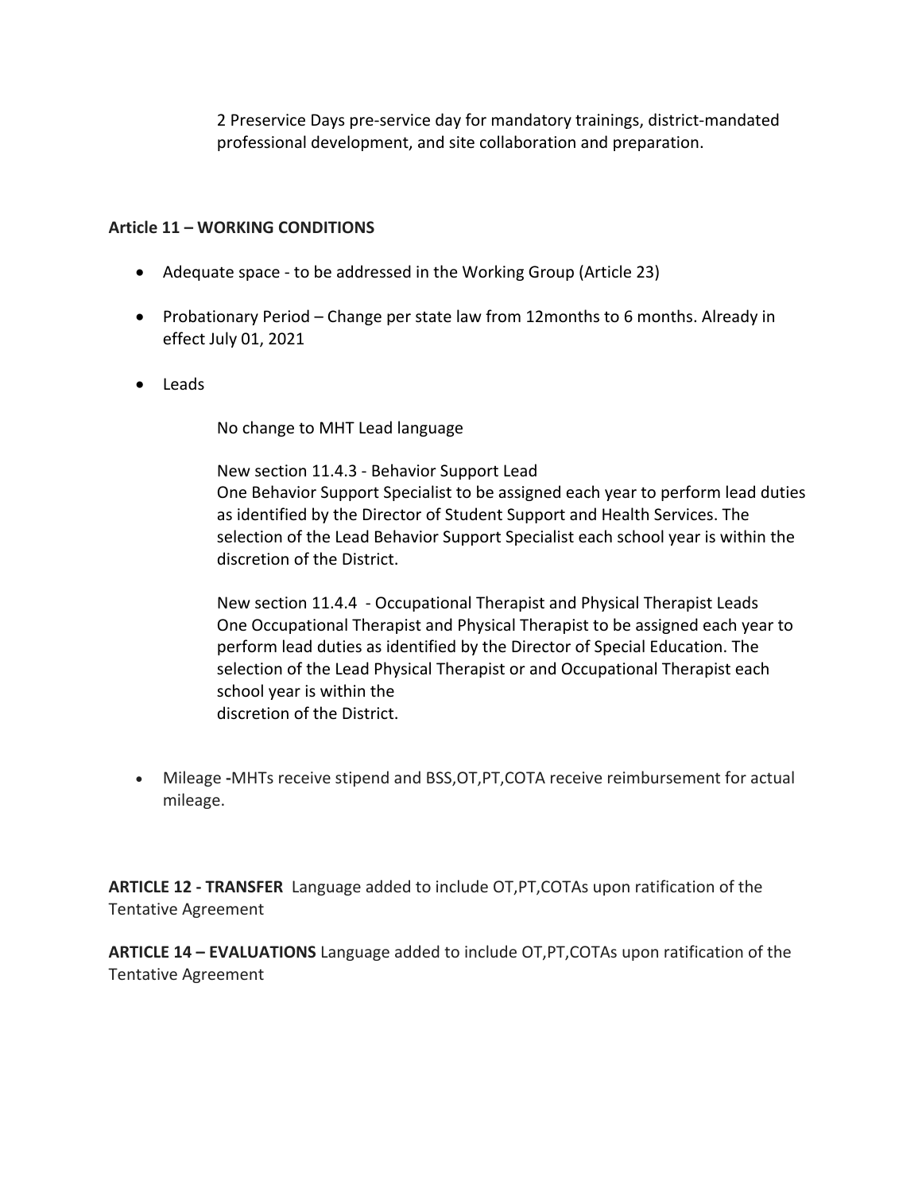2 Preservice Days pre-service day for mandatory trainings, district-mandated professional development, and site collaboration and preparation.

**Article 11 – WORKING CONDITIONS**

- Adequate space - to be addressed in the Working Group (Article 23)
- Probationary Period – Change per state law from 12months to 6 months. Already in effect July 01, 2021
- Leads

  No change to MHT Lead language

  New section 11.4.3 - Behavior Support Lead
  One Behavior Support Specialist to be assigned each year to perform lead duties as identified by the Director of Student Support and Health Services. The selection of the Lead Behavior Support Specialist each school year is within the discretion of the District.

  New section 11.4.4 - Occupational Therapist and Physical Therapist Leads
  One Occupational Therapist and Physical Therapist to be assigned each year to perform lead duties as identified by the Director of Special Education. The selection of the Lead Physical Therapist or and Occupational Therapist each school year is within the
  discretion of the District.

- Mileage **-**MHTs receive stipend and BSS,OT,PT,COTA receive reimbursement for actual mileage.

**ARTICLE 12 - TRANSFER** Language added to include OT,PT,COTAs upon ratification of the Tentative Agreement

**ARTICLE 14 – EVALUATIONS** Language added to include OT,PT,COTAs upon ratification of the Tentative Agreement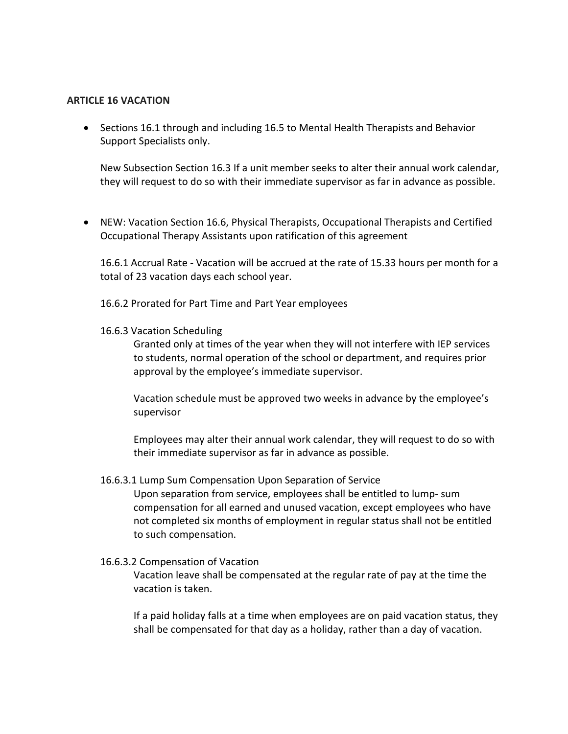**ARTICLE 16 VACATION**

- Sections 16.1 through and including 16.5 to Mental Health Therapists and Behavior Support Specialists only.

  New Subsection Section 16.3 If a unit member seeks to alter their annual work calendar, they will request to do so with their immediate supervisor as far in advance as possible.

- NEW: Vacation Section 16.6, Physical Therapists, Occupational Therapists and Certified Occupational Therapy Assistants upon ratification of this agreement

  16.6.1 Accrual Rate - Vacation will be accrued at the rate of 15.33 hours per month for a total of 23 vacation days each school year.

  16.6.2 Prorated for Part Time and Part Year employees

  16.6.3 Vacation Scheduling

  > Granted only at times of the year when they will not interfere with IEP services to students, normal operation of the school or department, and requires prior approval by the employee's immediate supervisor.
  >
  > Vacation schedule must be approved two weeks in advance by the employee's supervisor
  >
  > Employees may alter their annual work calendar, they will request to do so with their immediate supervisor as far in advance as possible.

  16.6.3.1 Lump Sum Compensation Upon Separation of Service

  > Upon separation from service, employees shall be entitled to lump- sum compensation for all earned and unused vacation, except employees who have not completed six months of employment in regular status shall not be entitled to such compensation.

  16.6.3.2 Compensation of Vacation

  > Vacation leave shall be compensated at the regular rate of pay at the time the vacation is taken.
  >
  > If a paid holiday falls at a time when employees are on paid vacation status, they shall be compensated for that day as a holiday, rather than a day of vacation.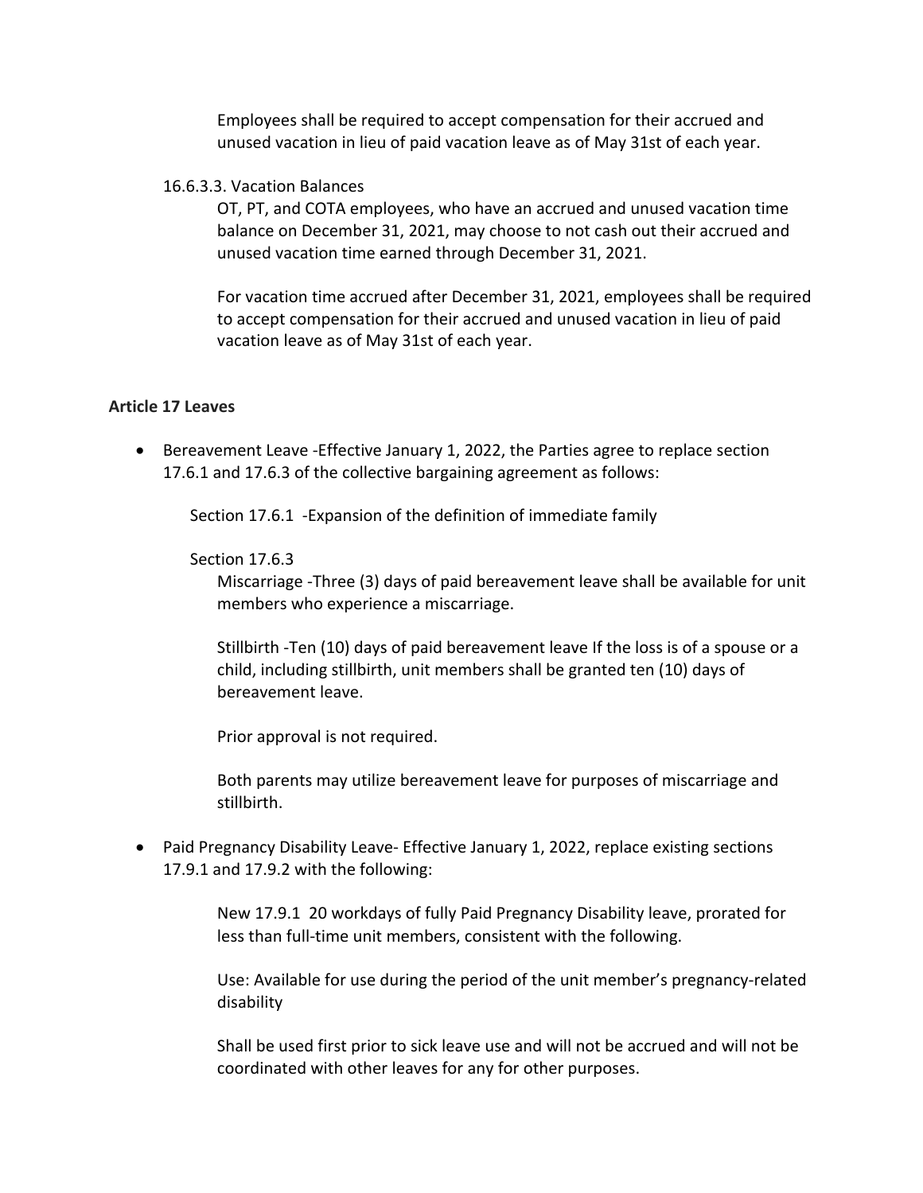Employees shall be required to accept compensation for their accrued and unused vacation in lieu of paid vacation leave as of May 31st of each year.

16.6.3.3. Vacation Balances

OT, PT, and COTA employees, who have an accrued and unused vacation time balance on December 31, 2021, may choose to not cash out their accrued and unused vacation time earned through December 31, 2021.

For vacation time accrued after December 31, 2021, employees shall be required to accept compensation for their accrued and unused vacation in lieu of paid vacation leave as of May 31st of each year.

**Article 17 Leaves**

- Bereavement Leave -Effective January 1, 2022, the Parties agree to replace section 17.6.1 and 17.6.3 of the collective bargaining agreement as follows:

  Section 17.6.1 -Expansion of the definition of immediate family

  Section 17.6.3

  Miscarriage -Three (3) days of paid bereavement leave shall be available for unit members who experience a miscarriage.

  Stillbirth -Ten (10) days of paid bereavement leave If the loss is of a spouse or a child, including stillbirth, unit members shall be granted ten (10) days of bereavement leave.

  Prior approval is not required.

  Both parents may utilize bereavement leave for purposes of miscarriage and stillbirth.

- Paid Pregnancy Disability Leave- Effective January 1, 2022, replace existing sections 17.9.1 and 17.9.2 with the following:

  New 17.9.1 20 workdays of fully Paid Pregnancy Disability leave, prorated for less than full-time unit members, consistent with the following.

  Use: Available for use during the period of the unit member's pregnancy-related disability

  Shall be used first prior to sick leave use and will not be accrued and will not be coordinated with other leaves for any for other purposes.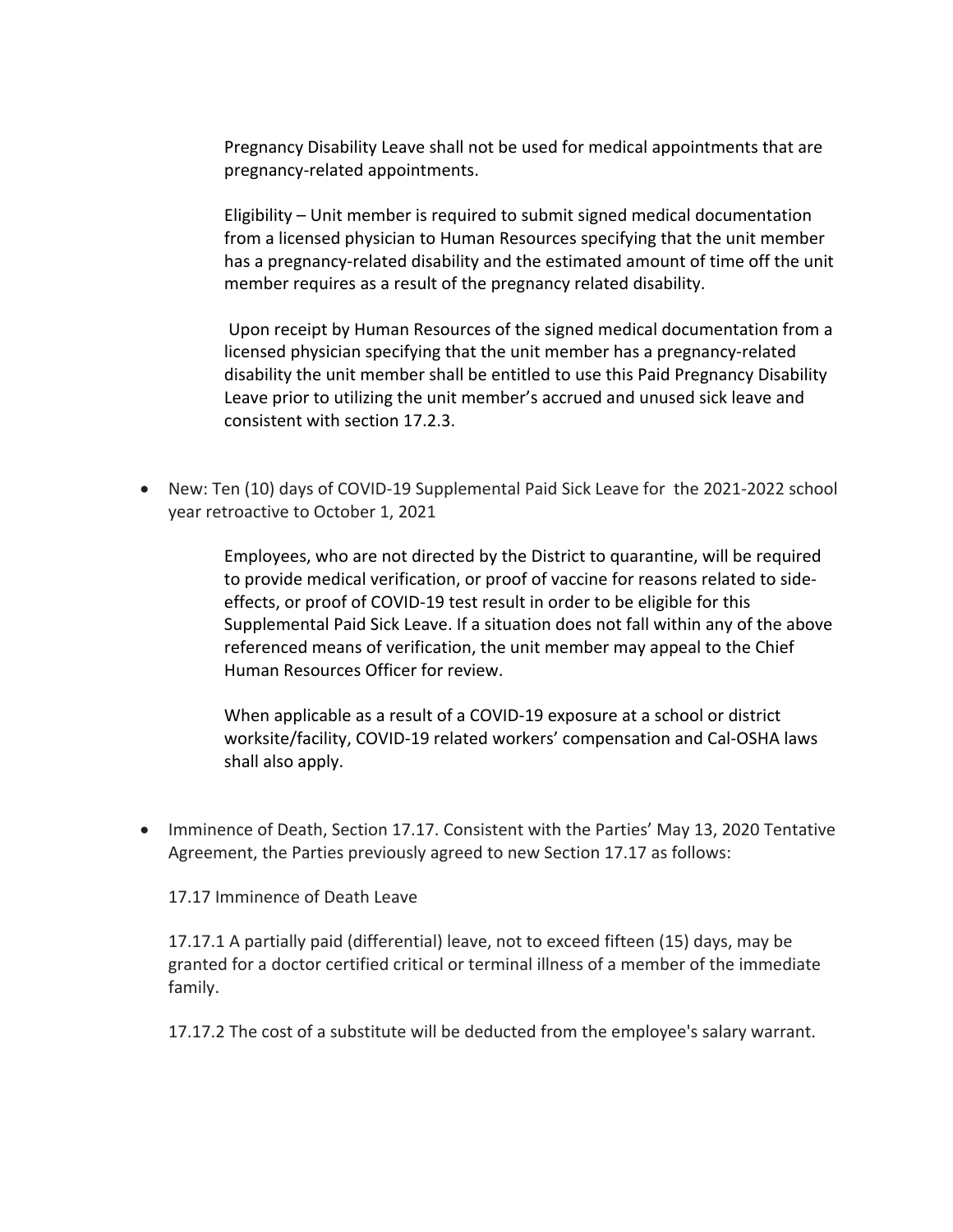Pregnancy Disability Leave shall not be used for medical appointments that are pregnancy-related appointments.

Eligibility – Unit member is required to submit signed medical documentation from a licensed physician to Human Resources specifying that the unit member has a pregnancy-related disability and the estimated amount of time off the unit member requires as a result of the pregnancy related disability.

Upon receipt by Human Resources of the signed medical documentation from a licensed physician specifying that the unit member has a pregnancy-related disability the unit member shall be entitled to use this Paid Pregnancy Disability Leave prior to utilizing the unit member's accrued and unused sick leave and consistent with section 17.2.3.

- New: Ten (10) days of COVID-19 Supplemental Paid Sick Leave for the 2021-2022 school year retroactive to October 1, 2021

  Employees, who are not directed by the District to quarantine, will be required to provide medical verification, or proof of vaccine for reasons related to side-effects, or proof of COVID-19 test result in order to be eligible for this Supplemental Paid Sick Leave. If a situation does not fall within any of the above referenced means of verification, the unit member may appeal to the Chief Human Resources Officer for review.

  When applicable as a result of a COVID-19 exposure at a school or district worksite/facility, COVID-19 related workers' compensation and Cal-OSHA laws shall also apply.

- Imminence of Death, Section 17.17. Consistent with the Parties' May 13, 2020 Tentative Agreement, the Parties previously agreed to new Section 17.17 as follows:

  17.17 Imminence of Death Leave

  17.17.1 A partially paid (differential) leave, not to exceed fifteen (15) days, may be granted for a doctor certified critical or terminal illness of a member of the immediate family.

  17.17.2 The cost of a substitute will be deducted from the employee's salary warrant.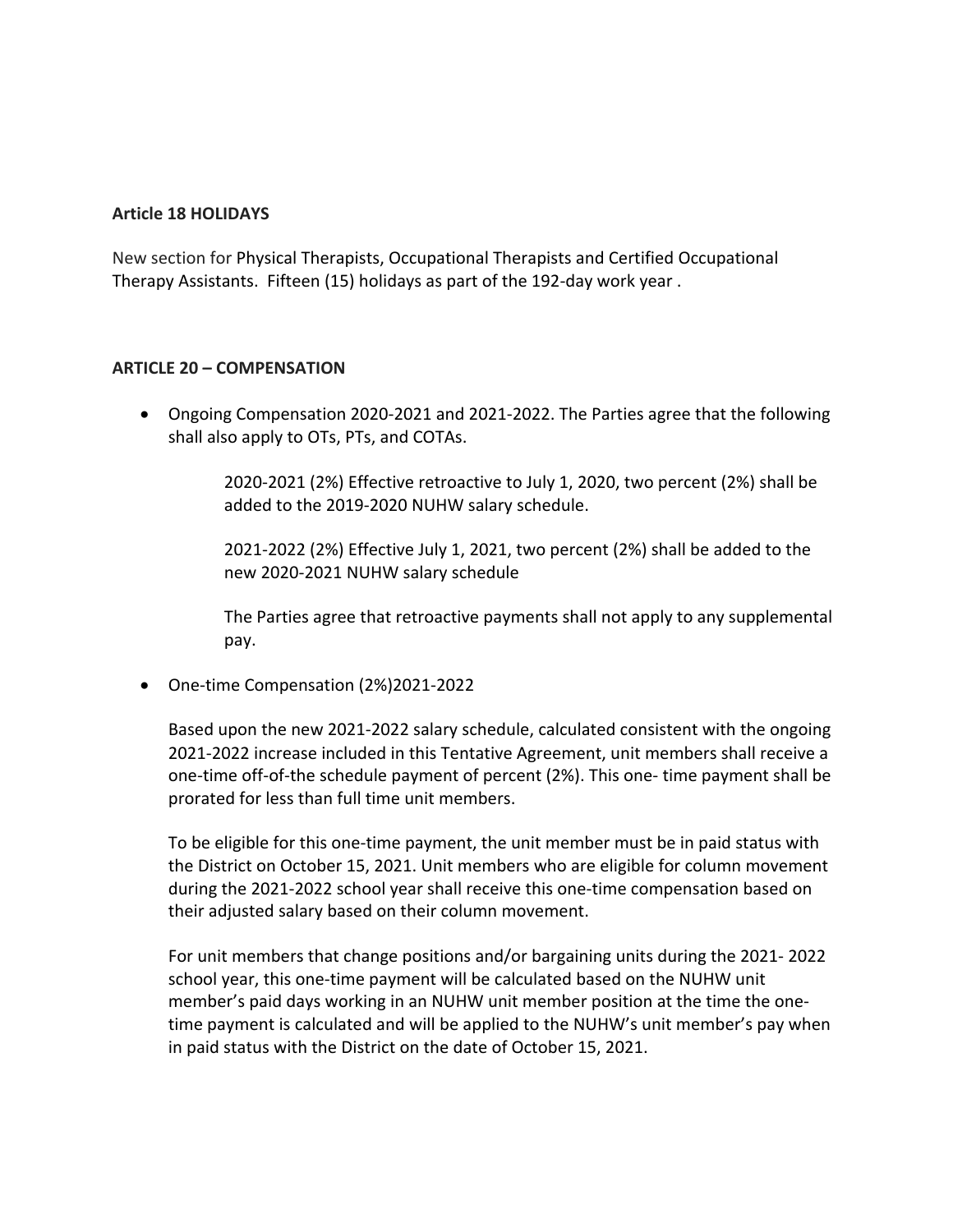**Article 18 HOLIDAYS**

New section for Physical Therapists, Occupational Therapists and Certified Occupational Therapy Assistants. Fifteen (15) holidays as part of the 192-day work year .

**ARTICLE 20 – COMPENSATION**

- Ongoing Compensation 2020-2021 and 2021-2022. The Parties agree that the following shall also apply to OTs, PTs, and COTAs.

  2020-2021 (2%) Effective retroactive to July 1, 2020, two percent (2%) shall be added to the 2019-2020 NUHW salary schedule.

  2021-2022 (2%) Effective July 1, 2021, two percent (2%) shall be added to the new 2020-2021 NUHW salary schedule

  The Parties agree that retroactive payments shall not apply to any supplemental pay.

- One-time Compensation (2%)2021-2022

  Based upon the new 2021-2022 salary schedule, calculated consistent with the ongoing 2021-2022 increase included in this Tentative Agreement, unit members shall receive a one-time off-of-the schedule payment of percent (2%). This one- time payment shall be prorated for less than full time unit members.

  To be eligible for this one-time payment, the unit member must be in paid status with the District on October 15, 2021. Unit members who are eligible for column movement during the 2021-2022 school year shall receive this one-time compensation based on their adjusted salary based on their column movement.

  For unit members that change positions and/or bargaining units during the 2021- 2022 school year, this one-time payment will be calculated based on the NUHW unit member's paid days working in an NUHW unit member position at the time the one-time payment is calculated and will be applied to the NUHW's unit member's pay when in paid status with the District on the date of October 15, 2021.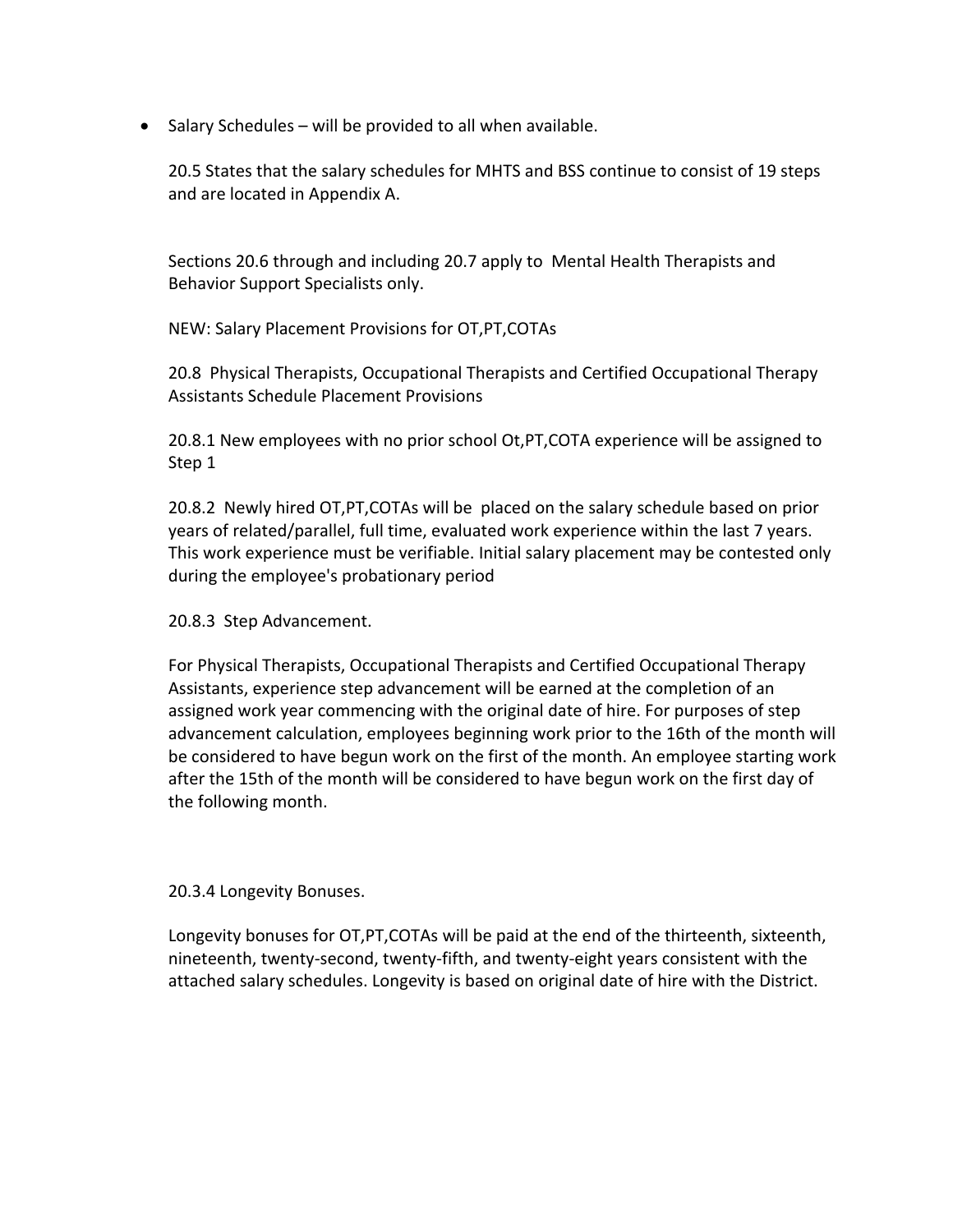- Salary Schedules – will be provided to all when available.

  20.5 States that the salary schedules for MHTS and BSS continue to consist of 19 steps and are located in Appendix A.

  Sections 20.6 through and including 20.7 apply to Mental Health Therapists and Behavior Support Specialists only.

  NEW: Salary Placement Provisions for OT,PT,COTAs

  20.8 Physical Therapists, Occupational Therapists and Certified Occupational Therapy Assistants Schedule Placement Provisions

  20.8.1 New employees with no prior school Ot,PT,COTA experience will be assigned to Step 1

  20.8.2 Newly hired OT,PT,COTAs will be placed on the salary schedule based on prior years of related/parallel, full time, evaluated work experience within the last 7 years. This work experience must be verifiable. Initial salary placement may be contested only during the employee's probationary period

  20.8.3 Step Advancement.

  For Physical Therapists, Occupational Therapists and Certified Occupational Therapy Assistants, experience step advancement will be earned at the completion of an assigned work year commencing with the original date of hire. For purposes of step advancement calculation, employees beginning work prior to the 16th of the month will be considered to have begun work on the first of the month. An employee starting work after the 15th of the month will be considered to have begun work on the first day of the following month.

  20.3.4 Longevity Bonuses.

  Longevity bonuses for OT,PT,COTAs will be paid at the end of the thirteenth, sixteenth, nineteenth, twenty-second, twenty-fifth, and twenty-eight years consistent with the attached salary schedules. Longevity is based on original date of hire with the District.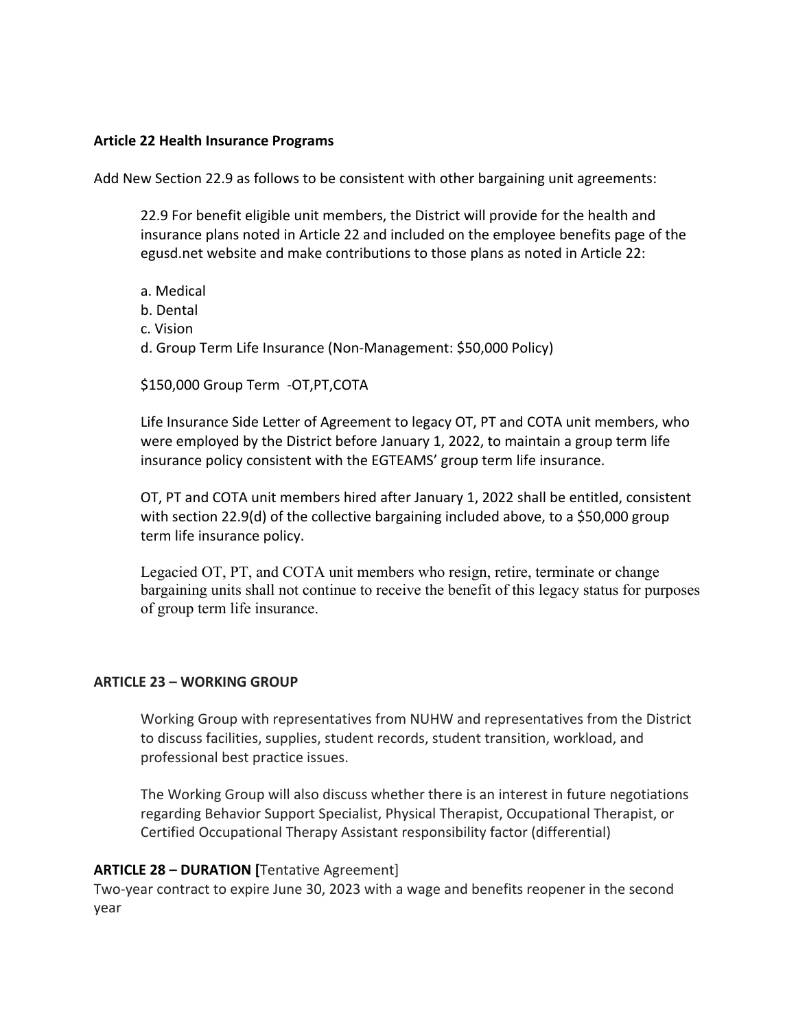**Article 22 Health Insurance Programs**

Add New Section 22.9 as follows to be consistent with other bargaining unit agreements:

> 22.9 For benefit eligible unit members, the District will provide for the health and insurance plans noted in Article 22 and included on the employee benefits page of the egusd.net website and make contributions to those plans as noted in Article 22:
>
> a. Medical
> b. Dental
> c. Vision
> d. Group Term Life Insurance (Non-Management: $50,000 Policy)
>
> $150,000 Group Term -OT,PT,COTA
>
> Life Insurance Side Letter of Agreement to legacy OT, PT and COTA unit members, who were employed by the District before January 1, 2022, to maintain a group term life insurance policy consistent with the EGTEAMS' group term life insurance.
>
> OT, PT and COTA unit members hired after January 1, 2022 shall be entitled, consistent with section 22.9(d) of the collective bargaining included above, to a $50,000 group term life insurance policy.
>
> Legacied OT, PT, and COTA unit members who resign, retire, terminate or change bargaining units shall not continue to receive the benefit of this legacy status for purposes of group term life insurance.

**ARTICLE 23 – WORKING GROUP**

> Working Group with representatives from NUHW and representatives from the District to discuss facilities, supplies, student records, student transition, workload, and professional best practice issues.
>
> The Working Group will also discuss whether there is an interest in future negotiations regarding Behavior Support Specialist, Physical Therapist, Occupational Therapist, or Certified Occupational Therapy Assistant responsibility factor (differential)

**ARTICLE 28 – DURATION [**Tentative Agreement]

Two-year contract to expire June 30, 2023 with a wage and benefits reopener in the second year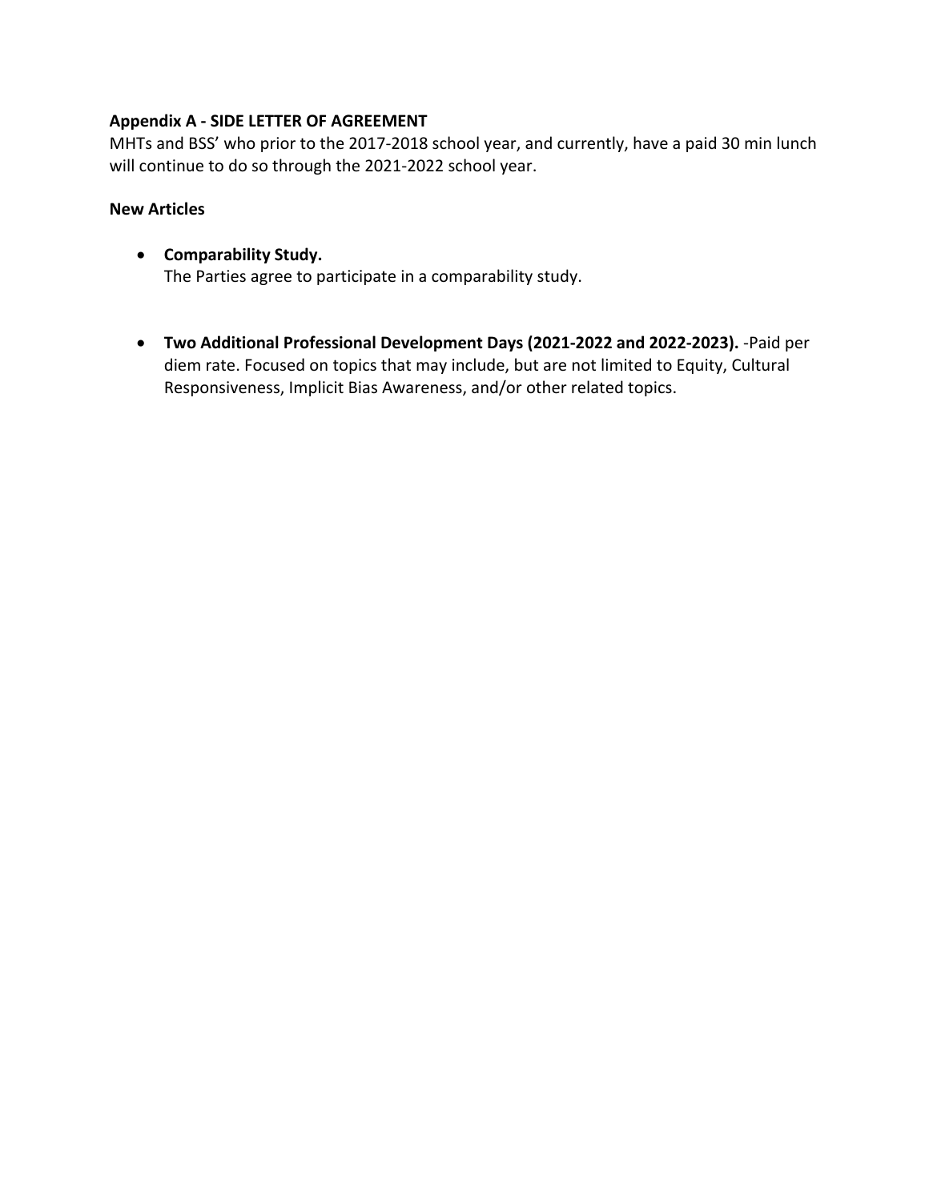**Appendix A - SIDE LETTER OF AGREEMENT**

MHTs and BSS' who prior to the 2017-2018 school year, and currently, have a paid 30 min lunch will continue to do so through the 2021-2022 school year.

**New Articles**

- **Comparability Study.**
  The Parties agree to participate in a comparability study.

- **Two Additional Professional Development Days (2021-2022 and 2022-2023).** -Paid per diem rate. Focused on topics that may include, but are not limited to Equity, Cultural Responsiveness, Implicit Bias Awareness, and/or other related topics.